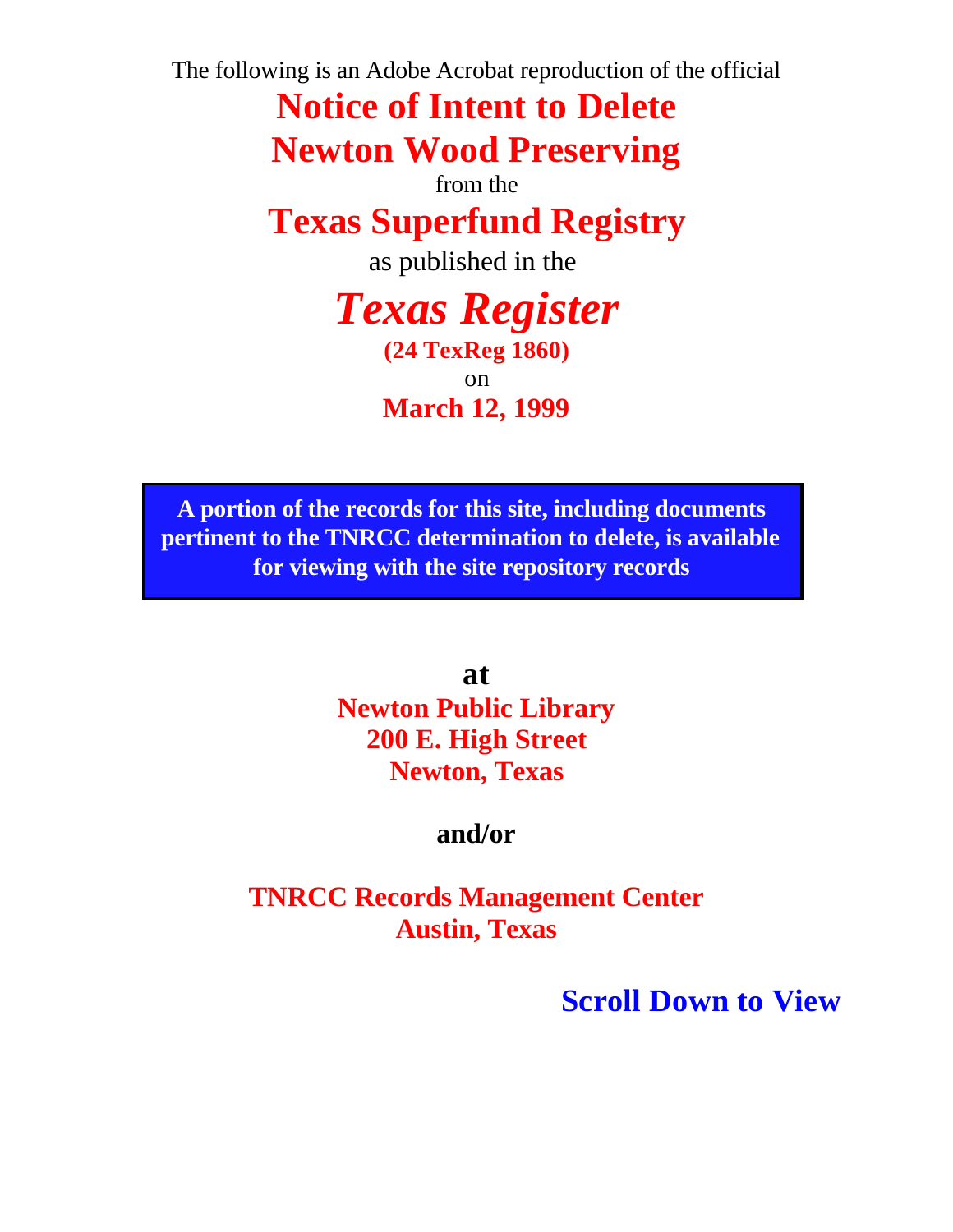The following is an Adobe Acrobat reproduction of the official

# Notice of Intent to Delete Newton Wood Preserving

from the

# Texas Superfund Registry

as published in the

# *Texas Register*

**(24 TexReg 1860)**

on

**March 12, 1999**

**A portion of the records for this site, including documents pertinent to the TNRCC determination to delete, is available for viewing with the site repository records**

**at**

**Newton Public Library**
**200 E. High Street**
**Newton, Texas**

**and/or**

**TNRCC Records Management Center**
**Austin, Texas**

**Scroll Down to View**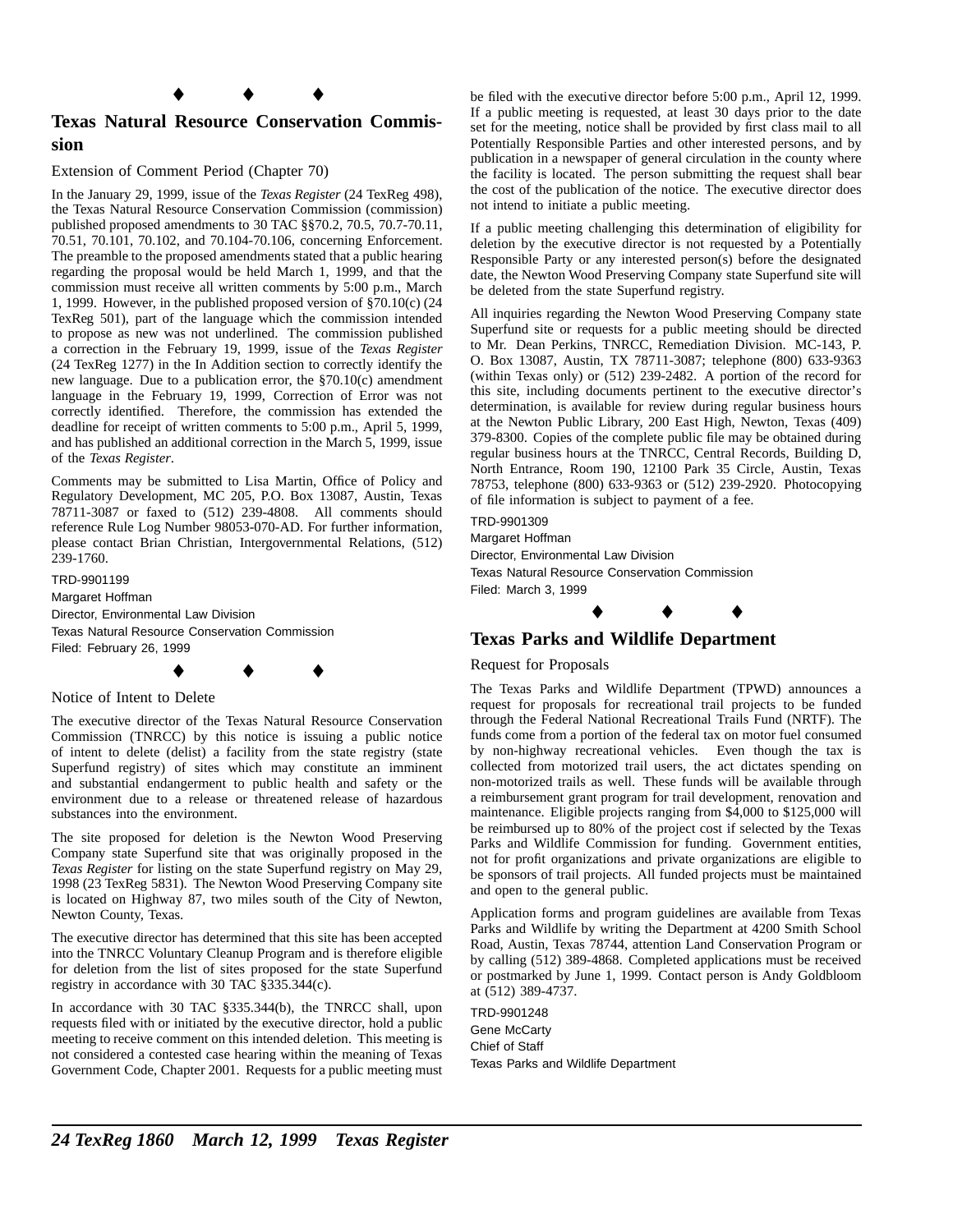## Texas Natural Resource Conservation Commission

Extension of Comment Period (Chapter 70)

In the January 29, 1999, issue of the *Texas Register* (24 TexReg 498), the Texas Natural Resource Conservation Commission (commission) published proposed amendments to 30 TAC §§70.2, 70.5, 70.7-70.11, 70.51, 70.101, 70.102, and 70.104-70.106, concerning Enforcement. The preamble to the proposed amendments stated that a public hearing regarding the proposal would be held March 1, 1999, and that the commission must receive all written comments by 5:00 p.m., March 1, 1999. However, in the published proposed version of §70.10(c) (24 TexReg 501), part of the language which the commission intended to propose as new was not underlined. The commission published a correction in the February 19, 1999, issue of the *Texas Register* (24 TexReg 1277) in the In Addition section to correctly identify the new language. Due to a publication error, the §70.10(c) amendment language in the February 19, 1999, Correction of Error was not correctly identified. Therefore, the commission has extended the deadline for receipt of written comments to 5:00 p.m., April 5, 1999, and has published an additional correction in the March 5, 1999, issue of the *Texas Register*.

Comments may be submitted to Lisa Martin, Office of Policy and Regulatory Development, MC 205, P.O. Box 13087, Austin, Texas 78711-3087 or faxed to (512) 239-4808. All comments should reference Rule Log Number 98053-070-AD. For further information, please contact Brian Christian, Intergovernmental Relations, (512) 239-1760.

TRD-9901199
Margaret Hoffman
Director, Environmental Law Division
Texas Natural Resource Conservation Commission
Filed: February 26, 1999

♦ ♦ ♦

Notice of Intent to Delete

The executive director of the Texas Natural Resource Conservation Commission (TNRCC) by this notice is issuing a public notice of intent to delete (delist) a facility from the state registry (state Superfund registry) of sites which may constitute an imminent and substantial endangerment to public health and safety or the environment due to a release or threatened release of hazardous substances into the environment.

The site proposed for deletion is the Newton Wood Preserving Company state Superfund site that was originally proposed in the *Texas Register* for listing on the state Superfund registry on May 29, 1998 (23 TexReg 5831). The Newton Wood Preserving Company site is located on Highway 87, two miles south of the City of Newton, Newton County, Texas.

The executive director has determined that this site has been accepted into the TNRCC Voluntary Cleanup Program and is therefore eligible for deletion from the list of sites proposed for the state Superfund registry in accordance with 30 TAC §335.344(c).

In accordance with 30 TAC §335.344(b), the TNRCC shall, upon requests filed with or initiated by the executive director, hold a public meeting to receive comment on this intended deletion. This meeting is not considered a contested case hearing within the meaning of Texas Government Code, Chapter 2001. Requests for a public meeting must be filed with the executive director before 5:00 p.m., April 12, 1999. If a public meeting is requested, at least 30 days prior to the date set for the meeting, notice shall be provided by first class mail to all Potentially Responsible Parties and other interested persons, and by publication in a newspaper of general circulation in the county where the facility is located. The person submitting the request shall bear the cost of the publication of the notice. The executive director does not intend to initiate a public meeting.

If a public meeting challenging this determination of eligibility for deletion by the executive director is not requested by a Potentially Responsible Party or any interested person(s) before the designated date, the Newton Wood Preserving Company state Superfund site will be deleted from the state Superfund registry.

All inquiries regarding the Newton Wood Preserving Company state Superfund site or requests for a public meeting should be directed to Mr. Dean Perkins, TNRCC, Remediation Division. MC-143, P. O. Box 13087, Austin, TX 78711-3087; telephone (800) 633-9363 (within Texas only) or (512) 239-2482. A portion of the record for this site, including documents pertinent to the executive director's determination, is available for review during regular business hours at the Newton Public Library, 200 East High, Newton, Texas (409) 379-8300. Copies of the complete public file may be obtained during regular business hours at the TNRCC, Central Records, Building D, North Entrance, Room 190, 12100 Park 35 Circle, Austin, Texas 78753, telephone (800) 633-9363 or (512) 239-2920. Photocopying of file information is subject to payment of a fee.

TRD-9901309
Margaret Hoffman
Director, Environmental Law Division
Texas Natural Resource Conservation Commission
Filed: March 3, 1999

♦ ♦ ♦

## Texas Parks and Wildlife Department

Request for Proposals

The Texas Parks and Wildlife Department (TPWD) announces a request for proposals for recreational trail projects to be funded through the Federal National Recreational Trails Fund (NRTF). The funds come from a portion of the federal tax on motor fuel consumed by non-highway recreational vehicles. Even though the tax is collected from motorized trail users, the act dictates spending on non-motorized trails as well. These funds will be available through a reimbursement grant program for trail development, renovation and maintenance. Eligible projects ranging from $4,000 to $125,000 will be reimbursed up to 80% of the project cost if selected by the Texas Parks and Wildlife Commission for funding. Government entities, not for profit organizations and private organizations are eligible to be sponsors of trail projects. All funded projects must be maintained and open to the general public.

Application forms and program guidelines are available from Texas Parks and Wildlife by writing the Department at 4200 Smith School Road, Austin, Texas 78744, attention Land Conservation Program or by calling (512) 389-4868. Completed applications must be received or postmarked by June 1, 1999. Contact person is Andy Goldbloom at (512) 389-4737.

TRD-9901248
Gene McCarty
Chief of Staff
Texas Parks and Wildlife Department